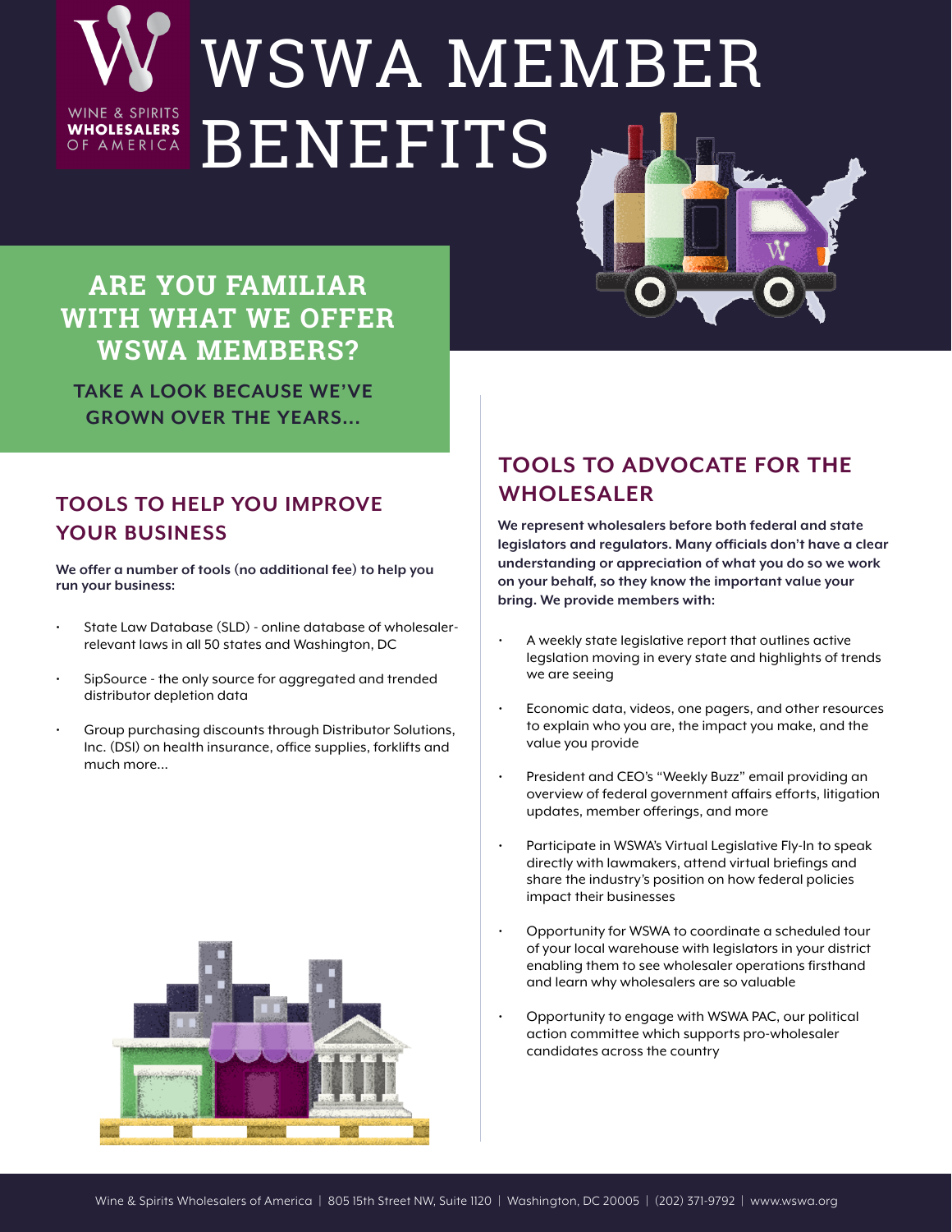WINE & SPIRITS **WHOLESALERS** OF AMERICA

# WSWA MEMBER BENEFITS

## ARE YOU FAMILIAR WITH WHAT WE OFFER WSWA MEMBERS?

**TAKE A LOOK BECAUSE WE'VE GROWN OVER THE YEARS...**

## TOOLS TO HELP YOU IMPROVE YOUR BUSINESS

**We offer a number of tools (no additional fee) to help you run your business:**

- State Law Database (SLD) - online database of wholesaler-relevant laws in all 50 states and Washington, DC
- SipSource - the only source for aggregated and trended distributor depletion data
- Group purchasing discounts through Distributor Solutions, Inc. (DSI) on health insurance, office supplies, forklifts and much more...

## TOOLS TO ADVOCATE FOR THE WHOLESALER

**We represent wholesalers before both federal and state legislators and regulators. Many officials don't have a clear understanding or appreciation of what you do so we work on your behalf, so they know the important value your bring. We provide members with:**

- A weekly state legislative report that outlines active legslation moving in every state and highlights of trends we are seeing
- Economic data, videos, one pagers, and other resources to explain who you are, the impact you make, and the value you provide
- President and CEO's "Weekly Buzz" email providing an overview of federal government affairs efforts, litigation updates, member offerings, and more
- Participate in WSWA's Virtual Legislative Fly-In to speak directly with lawmakers, attend virtual briefings and share the industry's position on how federal policies impact their businesses
- Opportunity for WSWA to coordinate a scheduled tour of your local warehouse with legislators in your district enabling them to see wholesaler operations firsthand and learn why wholesalers are so valuable
- Opportunity to engage with WSWA PAC, our political action committee which supports pro-wholesaler candidates across the country

Wine & Spirits Wholesalers of America | 805 15th Street NW, Suite 1120 | Washington, DC 20005 | (202) 371-9792 | www.wswa.org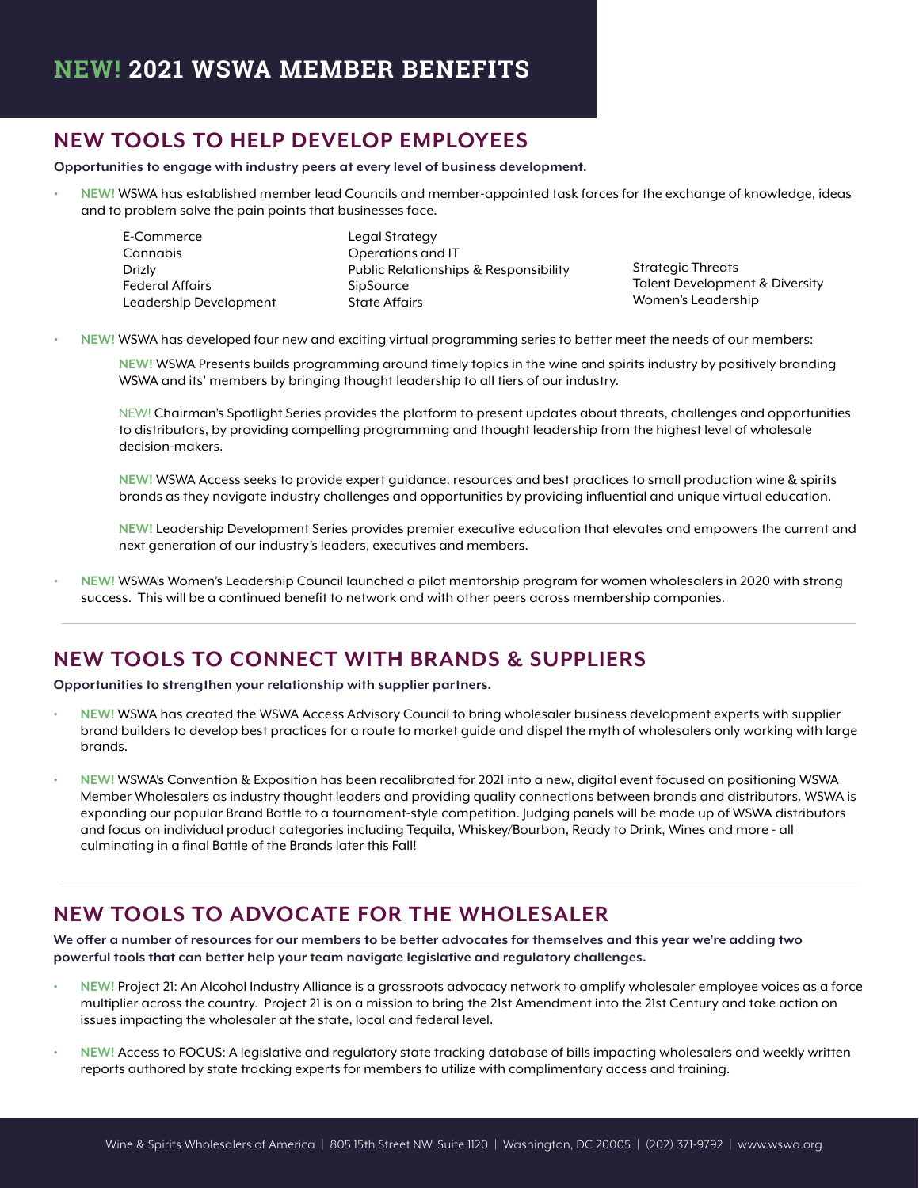# NEW! 2021 WSWA MEMBER BENEFITS

## NEW TOOLS TO HELP DEVELOP EMPLOYEES

**Opportunities to engage with industry peers at every level of business development.**

- **NEW!** WSWA has established member lead Councils and member-appointed task forces for the exchange of knowledge, ideas and to problem solve the pain points that businesses face.

  E-Commerce
  Cannabis
  Drizly
  Federal Affairs
  Leadership Development
  Legal Strategy
  Operations and IT
  Public Relationships & Responsibility
  SipSource
  State Affairs
  Strategic Threats
  Talent Development & Diversity
  Women's Leadership

- **NEW!** WSWA has developed four new and exciting virtual programming series to better meet the needs of our members:

  **NEW!** WSWA Presents builds programming around timely topics in the wine and spirits industry by positively branding WSWA and its' members by bringing thought leadership to all tiers of our industry.

  NEW! Chairman's Spotlight Series provides the platform to present updates about threats, challenges and opportunities to distributors, by providing compelling programming and thought leadership from the highest level of wholesale decision-makers.

  **NEW!** WSWA Access seeks to provide expert guidance, resources and best practices to small production wine & spirits brands as they navigate industry challenges and opportunities by providing influential and unique virtual education.

  **NEW!** Leadership Development Series provides premier executive education that elevates and empowers the current and next generation of our industry's leaders, executives and members.

- **NEW!** WSWA's Women's Leadership Council launched a pilot mentorship program for women wholesalers in 2020 with strong success. This will be a continued benefit to network and with other peers across membership companies.

## NEW TOOLS TO CONNECT WITH BRANDS & SUPPLIERS

**Opportunities to strengthen your relationship with supplier partners.**

- **NEW!** WSWA has created the WSWA Access Advisory Council to bring wholesaler business development experts with supplier brand builders to develop best practices for a route to market guide and dispel the myth of wholesalers only working with large brands.

- **NEW!** WSWA's Convention & Exposition has been recalibrated for 2021 into a new, digital event focused on positioning WSWA Member Wholesalers as industry thought leaders and providing quality connections between brands and distributors. WSWA is expanding our popular Brand Battle to a tournament-style competition. Judging panels will be made up of WSWA distributors and focus on individual product categories including Tequila, Whiskey/Bourbon, Ready to Drink, Wines and more - all culminating in a final Battle of the Brands later this Fall!

## NEW TOOLS TO ADVOCATE FOR THE WHOLESALER

**We offer a number of resources for our members to be better advocates for themselves and this year we're adding two powerful tools that can better help your team navigate legislative and regulatory challenges.**

- **NEW!** Project 21: An Alcohol Industry Alliance is a grassroots advocacy network to amplify wholesaler employee voices as a force multiplier across the country. Project 21 is on a mission to bring the 21st Amendment into the 21st Century and take action on issues impacting the wholesaler at the state, local and federal level.

- **NEW!** Access to FOCUS: A legislative and regulatory state tracking database of bills impacting wholesalers and weekly written reports authored by state tracking experts for members to utilize with complimentary access and training.

Wine & Spirits Wholesalers of America | 805 15th Street NW, Suite 1120 | Washington, DC 20005 | (202) 371-9792 | www.wswa.org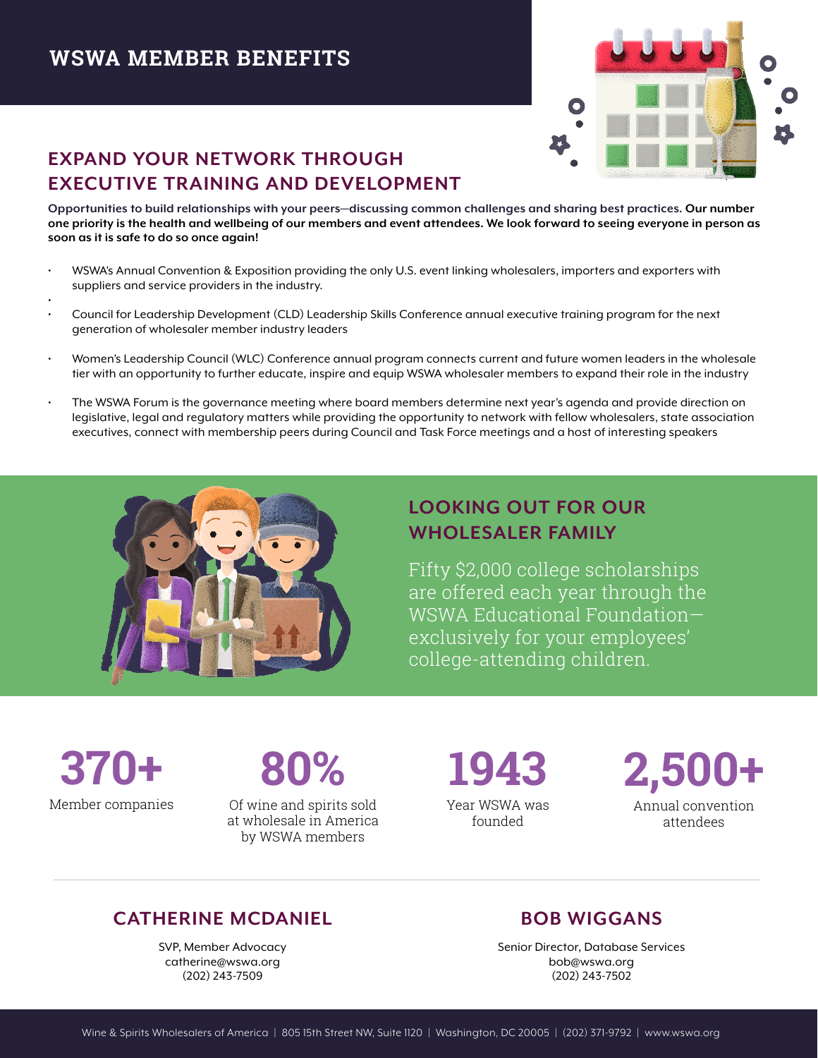# WSWA MEMBER BENEFITS

## EXPAND YOUR NETWORK THROUGH EXECUTIVE TRAINING AND DEVELOPMENT

**Opportunities to build relationships with your peers—discussing common challenges and sharing best practices. Our number one priority is the health and wellbeing of our members and event attendees. We look forward to seeing everyone in person as soon as it is safe to do so once again!**

- WSWA's Annual Convention & Exposition providing the only U.S. event linking wholesalers, importers and exporters with suppliers and service providers in the industry.
- Council for Leadership Development (CLD) Leadership Skills Conference annual executive training program for the next generation of wholesaler member industry leaders
- Women's Leadership Council (WLC) Conference annual program connects current and future women leaders in the wholesale tier with an opportunity to further educate, inspire and equip WSWA wholesaler members to expand their role in the industry
- The WSWA Forum is the governance meeting where board members determine next year's agenda and provide direction on legislative, legal and regulatory matters while providing the opportunity to network with fellow wholesalers, state association executives, connect with membership peers during Council and Task Force meetings and a host of interesting speakers

## LOOKING OUT FOR OUR WHOLESALER FAMILY

Fifty $2,000 college scholarships are offered each year through the WSWA Educational Foundation—exclusively for your employees' college-attending children.

**370+**
Member companies

**80%**
Of wine and spirits sold at wholesale in America by WSWA members

**1943**
Year WSWA was founded

**2,500+**
Annual convention attendees

---

### CATHERINE MCDANIEL

SVP, Member Advocacy
catherine@wswa.org
(202) 243-7509

### BOB WIGGANS

Senior Director, Database Services
bob@wswa.org
(202) 243-7502

Wine & Spirits Wholesalers of America | 805 15th Street NW, Suite 1120 | Washington, DC 20005 | (202) 371-9792 | www.wswa.org